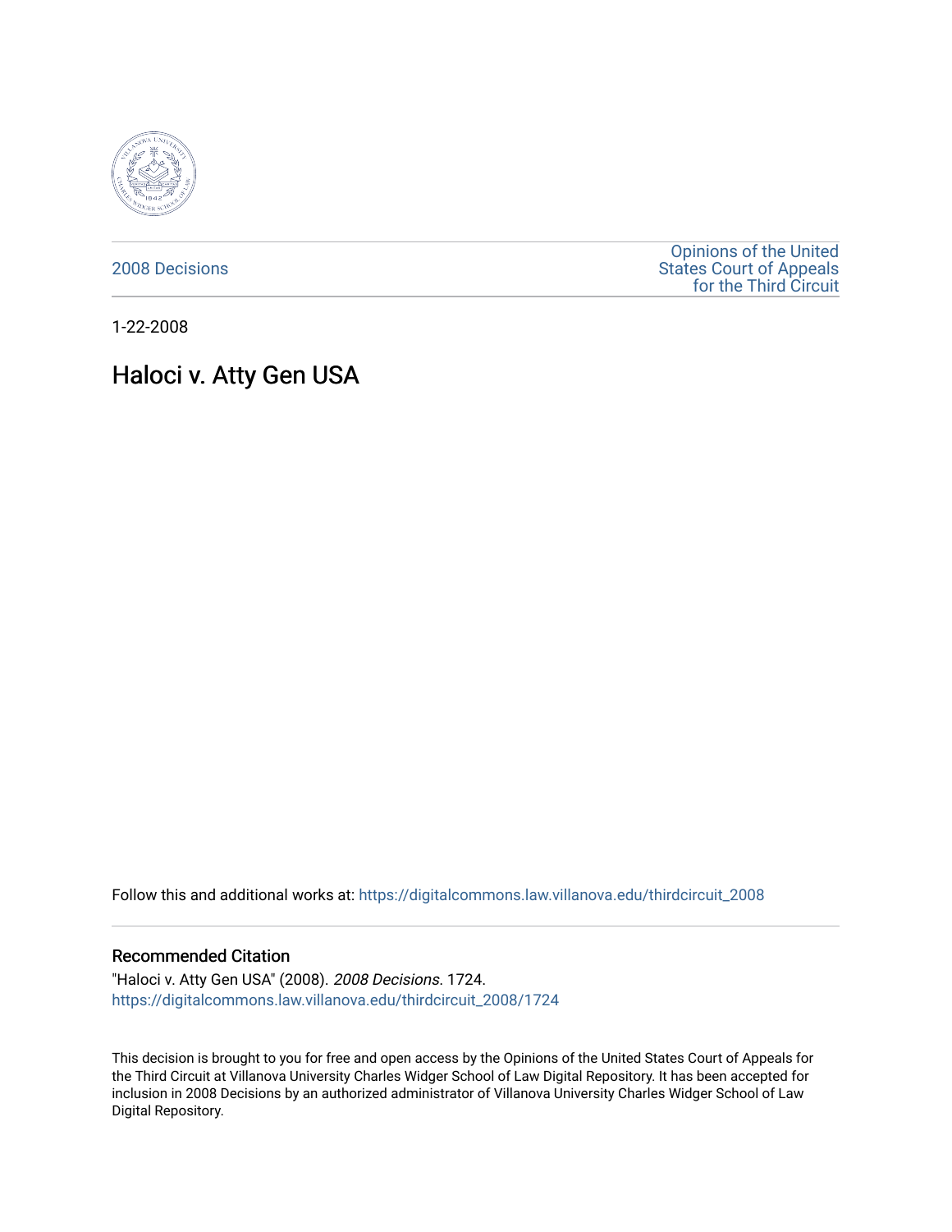2008 Decisions

Opinions of the United States Court of Appeals for the Third Circuit

1-22-2008

# Haloci v. Atty Gen USA

Follow this and additional works at: https://digitalcommons.law.villanova.edu/thirdcircuit_2008

## Recommended Citation

"Haloci v. Atty Gen USA" (2008). *2008 Decisions*. 1724.
https://digitalcommons.law.villanova.edu/thirdcircuit_2008/1724

This decision is brought to you for free and open access by the Opinions of the United States Court of Appeals for the Third Circuit at Villanova University Charles Widger School of Law Digital Repository. It has been accepted for inclusion in 2008 Decisions by an authorized administrator of Villanova University Charles Widger School of Law Digital Repository.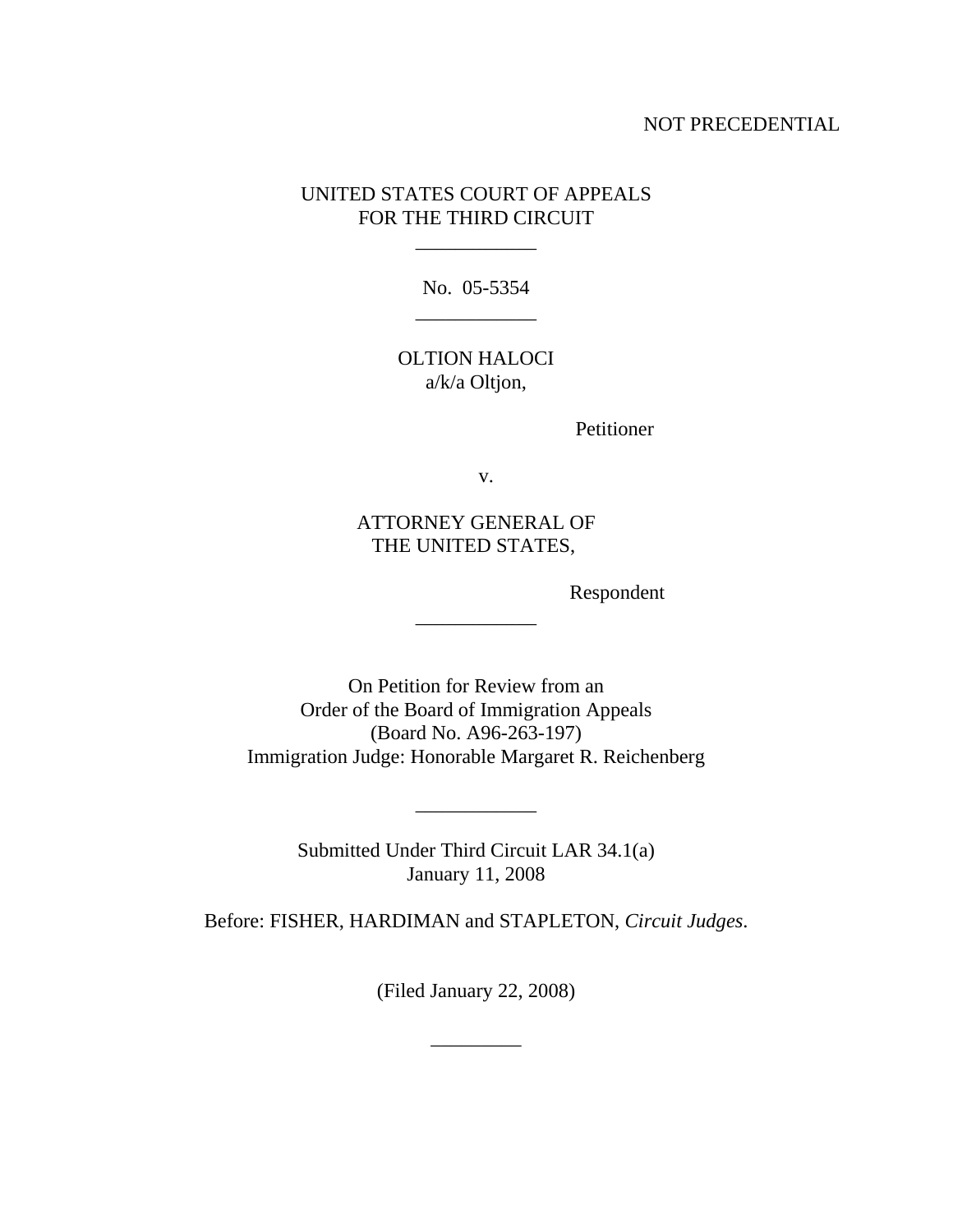NOT PRECEDENTIAL

UNITED STATES COURT OF APPEALS
FOR THE THIRD CIRCUIT

---

No. 05-5354

---

OLTION HALOCI
a/k/a Oltjon,

Petitioner

v.

ATTORNEY GENERAL OF
THE UNITED STATES,

Respondent

---

On Petition for Review from an
Order of the Board of Immigration Appeals
(Board No. A96-263-197)
Immigration Judge: Honorable Margaret R. Reichenberg

---

Submitted Under Third Circuit LAR 34.1(a)
January 11, 2008

Before: FISHER, HARDIMAN and STAPLETON, *Circuit Judges.*

(Filed January 22, 2008)

---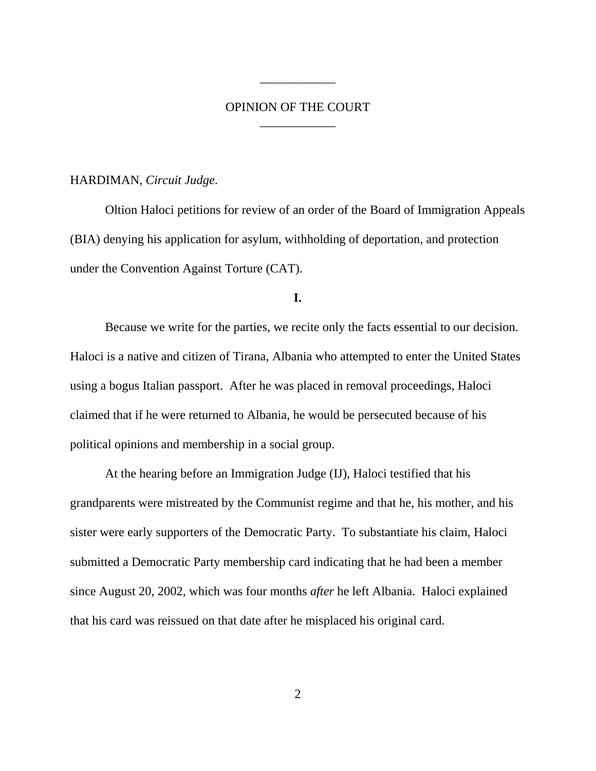OPINION OF THE COURT

HARDIMAN, *Circuit Judge*.

Oltion Haloci petitions for review of an order of the Board of Immigration Appeals (BIA) denying his application for asylum, withholding of deportation, and protection under the Convention Against Torture (CAT).

**I.**

Because we write for the parties, we recite only the facts essential to our decision. Haloci is a native and citizen of Tirana, Albania who attempted to enter the United States using a bogus Italian passport. After he was placed in removal proceedings, Haloci claimed that if he were returned to Albania, he would be persecuted because of his political opinions and membership in a social group.

At the hearing before an Immigration Judge (IJ), Haloci testified that his grandparents were mistreated by the Communist regime and that he, his mother, and his sister were early supporters of the Democratic Party. To substantiate his claim, Haloci submitted a Democratic Party membership card indicating that he had been a member since August 20, 2002, which was four months *after* he left Albania. Haloci explained that his card was reissued on that date after he misplaced his original card.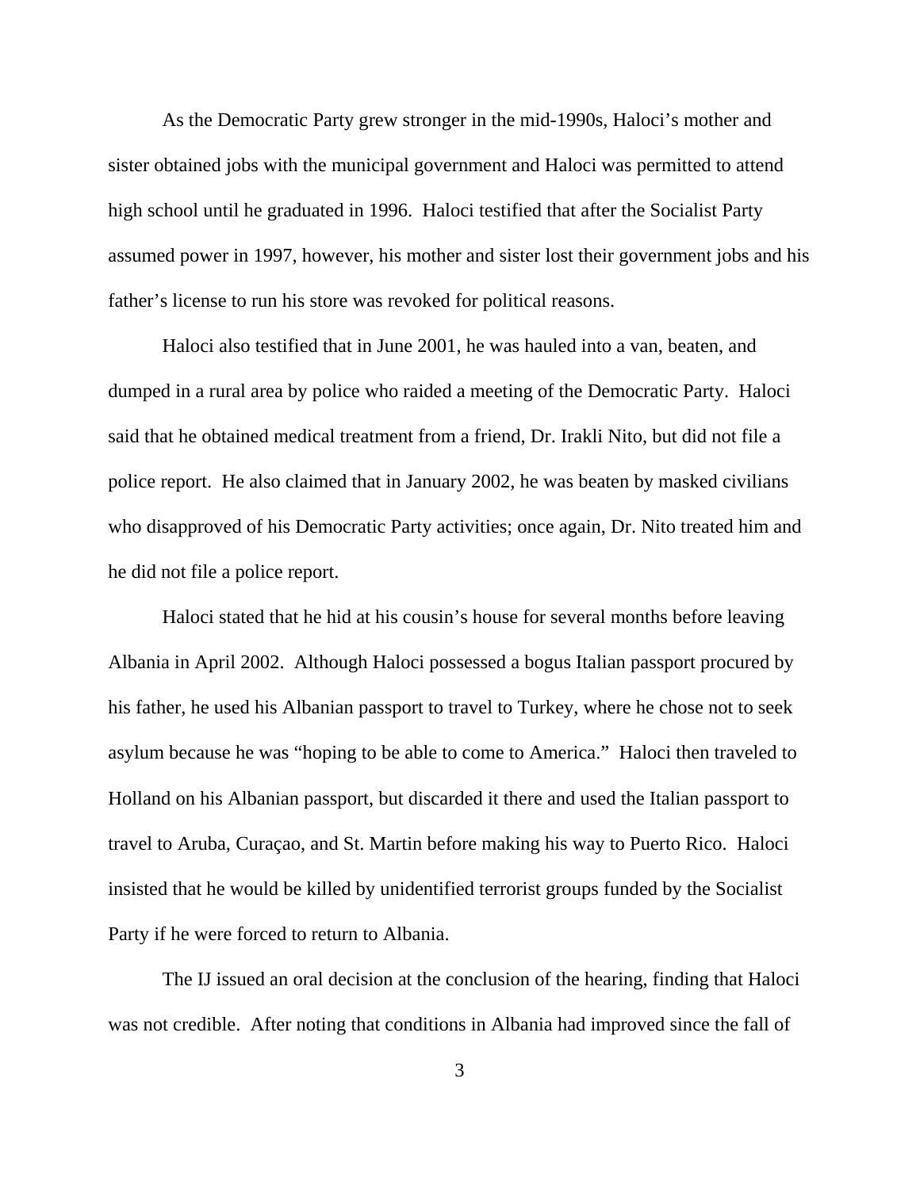As the Democratic Party grew stronger in the mid-1990s, Haloci's mother and sister obtained jobs with the municipal government and Haloci was permitted to attend high school until he graduated in 1996. Haloci testified that after the Socialist Party assumed power in 1997, however, his mother and sister lost their government jobs and his father's license to run his store was revoked for political reasons.

Haloci also testified that in June 2001, he was hauled into a van, beaten, and dumped in a rural area by police who raided a meeting of the Democratic Party. Haloci said that he obtained medical treatment from a friend, Dr. Irakli Nito, but did not file a police report. He also claimed that in January 2002, he was beaten by masked civilians who disapproved of his Democratic Party activities; once again, Dr. Nito treated him and he did not file a police report.

Haloci stated that he hid at his cousin's house for several months before leaving Albania in April 2002. Although Haloci possessed a bogus Italian passport procured by his father, he used his Albanian passport to travel to Turkey, where he chose not to seek asylum because he was "hoping to be able to come to America." Haloci then traveled to Holland on his Albanian passport, but discarded it there and used the Italian passport to travel to Aruba, Curaçao, and St. Martin before making his way to Puerto Rico. Haloci insisted that he would be killed by unidentified terrorist groups funded by the Socialist Party if he were forced to return to Albania.

The IJ issued an oral decision at the conclusion of the hearing, finding that Haloci was not credible. After noting that conditions in Albania had improved since the fall of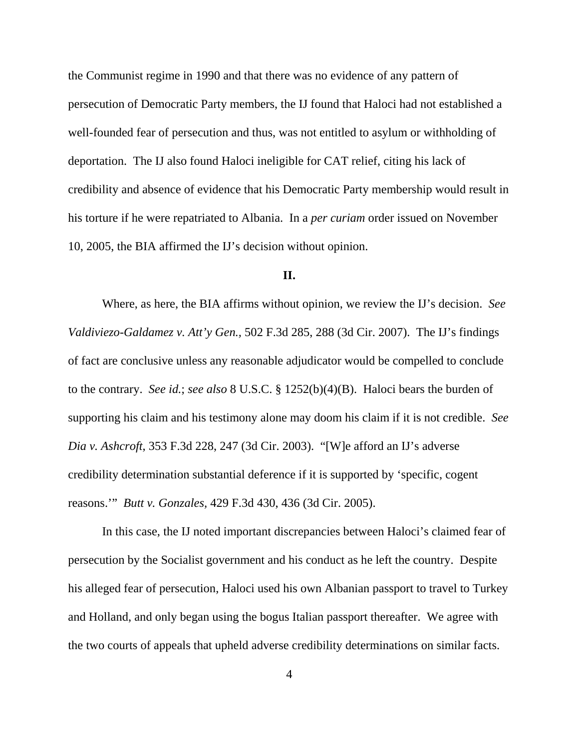the Communist regime in 1990 and that there was no evidence of any pattern of persecution of Democratic Party members, the IJ found that Haloci had not established a well-founded fear of persecution and thus, was not entitled to asylum or withholding of deportation. The IJ also found Haloci ineligible for CAT relief, citing his lack of credibility and absence of evidence that his Democratic Party membership would result in his torture if he were repatriated to Albania. In a *per curiam* order issued on November 10, 2005, the BIA affirmed the IJ's decision without opinion.

## II.

Where, as here, the BIA affirms without opinion, we review the IJ's decision. *See Valdiviezo-Galdamez v. Att'y Gen.*, 502 F.3d 285, 288 (3d Cir. 2007). The IJ's findings of fact are conclusive unless any reasonable adjudicator would be compelled to conclude to the contrary. *See id.*; *see also* 8 U.S.C. § 1252(b)(4)(B). Haloci bears the burden of supporting his claim and his testimony alone may doom his claim if it is not credible. *See Dia v. Ashcroft*, 353 F.3d 228, 247 (3d Cir. 2003). "[W]e afford an IJ's adverse credibility determination substantial deference if it is supported by 'specific, cogent reasons.'" *Butt v. Gonzales*, 429 F.3d 430, 436 (3d Cir. 2005).

In this case, the IJ noted important discrepancies between Haloci's claimed fear of persecution by the Socialist government and his conduct as he left the country. Despite his alleged fear of persecution, Haloci used his own Albanian passport to travel to Turkey and Holland, and only began using the bogus Italian passport thereafter. We agree with the two courts of appeals that upheld adverse credibility determinations on similar facts.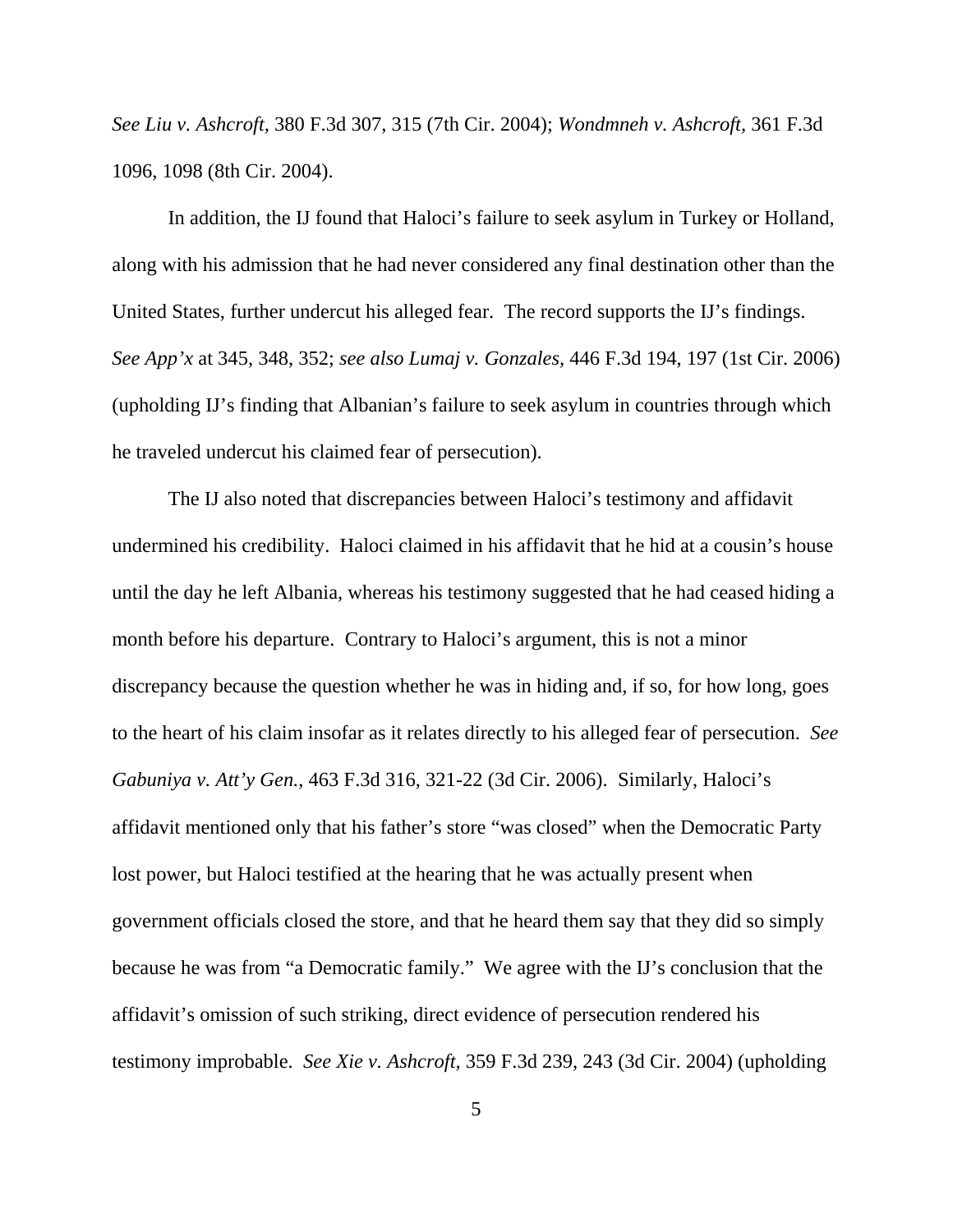*See Liu v. Ashcroft*, 380 F.3d 307, 315 (7th Cir. 2004); *Wondmneh v. Ashcroft*, 361 F.3d 1096, 1098 (8th Cir. 2004).

In addition, the IJ found that Haloci's failure to seek asylum in Turkey or Holland, along with his admission that he had never considered any final destination other than the United States, further undercut his alleged fear. The record supports the IJ's findings. *See App'x* at 345, 348, 352; *see also Lumaj v. Gonzales*, 446 F.3d 194, 197 (1st Cir. 2006) (upholding IJ's finding that Albanian's failure to seek asylum in countries through which he traveled undercut his claimed fear of persecution).

The IJ also noted that discrepancies between Haloci's testimony and affidavit undermined his credibility. Haloci claimed in his affidavit that he hid at a cousin's house until the day he left Albania, whereas his testimony suggested that he had ceased hiding a month before his departure. Contrary to Haloci's argument, this is not a minor discrepancy because the question whether he was in hiding and, if so, for how long, goes to the heart of his claim insofar as it relates directly to his alleged fear of persecution. *See Gabuniya v. Att'y Gen.*, 463 F.3d 316, 321-22 (3d Cir. 2006). Similarly, Haloci's affidavit mentioned only that his father's store "was closed" when the Democratic Party lost power, but Haloci testified at the hearing that he was actually present when government officials closed the store, and that he heard them say that they did so simply because he was from "a Democratic family." We agree with the IJ's conclusion that the affidavit's omission of such striking, direct evidence of persecution rendered his testimony improbable. *See Xie v. Ashcroft*, 359 F.3d 239, 243 (3d Cir. 2004) (upholding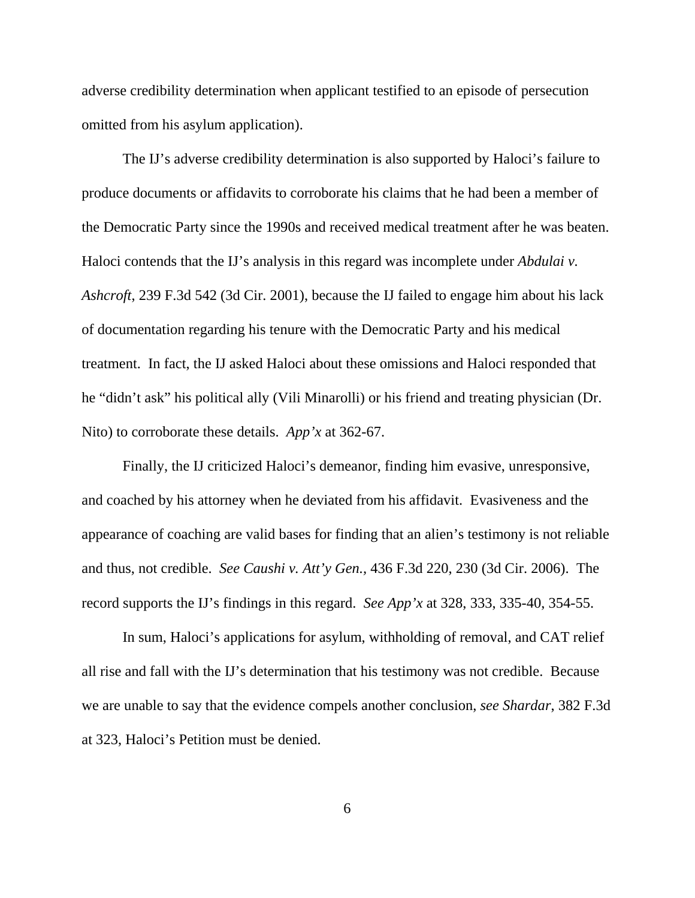adverse credibility determination when applicant testified to an episode of persecution omitted from his asylum application).

The IJ's adverse credibility determination is also supported by Haloci's failure to produce documents or affidavits to corroborate his claims that he had been a member of the Democratic Party since the 1990s and received medical treatment after he was beaten. Haloci contends that the IJ's analysis in this regard was incomplete under *Abdulai v. Ashcroft*, 239 F.3d 542 (3d Cir. 2001), because the IJ failed to engage him about his lack of documentation regarding his tenure with the Democratic Party and his medical treatment. In fact, the IJ asked Haloci about these omissions and Haloci responded that he "didn't ask" his political ally (Vili Minarolli) or his friend and treating physician (Dr. Nito) to corroborate these details. *App'x* at 362-67.

Finally, the IJ criticized Haloci's demeanor, finding him evasive, unresponsive, and coached by his attorney when he deviated from his affidavit. Evasiveness and the appearance of coaching are valid bases for finding that an alien's testimony is not reliable and thus, not credible. *See Caushi v. Att'y Gen.*, 436 F.3d 220, 230 (3d Cir. 2006). The record supports the IJ's findings in this regard. *See App'x* at 328, 333, 335-40, 354-55.

In sum, Haloci's applications for asylum, withholding of removal, and CAT relief all rise and fall with the IJ's determination that his testimony was not credible. Because we are unable to say that the evidence compels another conclusion, *see Shardar*, 382 F.3d at 323, Haloci's Petition must be denied.